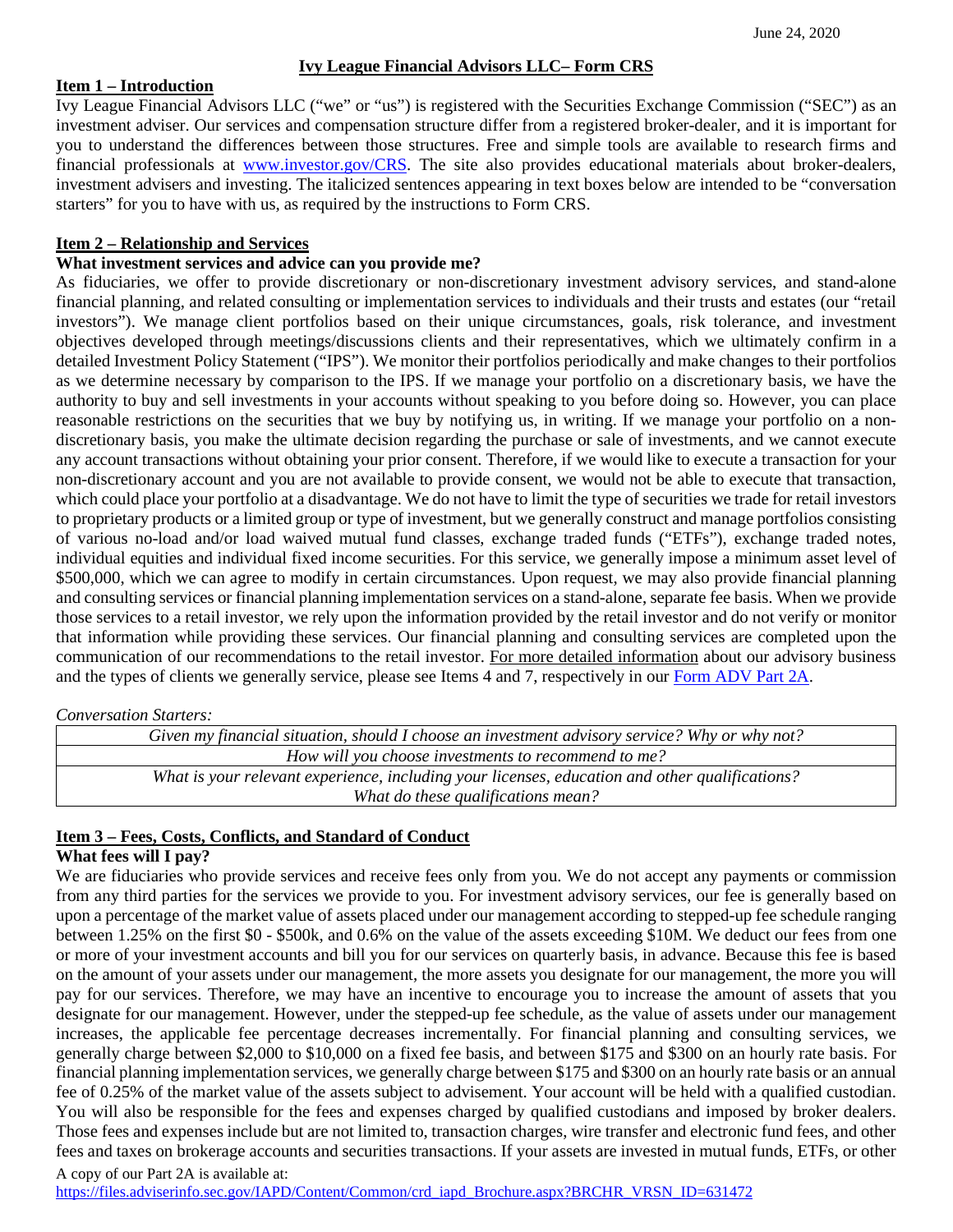June 24, 2020

# Ivy League Financial Advisors LLC– Form CRS

## Item 1 – Introduction

Ivy League Financial Advisors LLC ("we" or "us") is registered with the Securities Exchange Commission ("SEC") as an investment adviser. Our services and compensation structure differ from a registered broker-dealer, and it is important for you to understand the differences between those structures. Free and simple tools are available to research firms and financial professionals at [www.investor.gov/CRS](http://www.investor.gov/CRS). The site also provides educational materials about broker-dealers, investment advisers and investing. The italicized sentences appearing in text boxes below are intended to be "conversation starters" for you to have with us, as required by the instructions to Form CRS.

## Item 2 – Relationship and Services

**What investment services and advice can you provide me?**

As fiduciaries, we offer to provide discretionary or non-discretionary investment advisory services, and stand-alone financial planning, and related consulting or implementation services to individuals and their trusts and estates (our "retail investors"). We manage client portfolios based on their unique circumstances, goals, risk tolerance, and investment objectives developed through meetings/discussions clients and their representatives, which we ultimately confirm in a detailed Investment Policy Statement ("IPS"). We monitor their portfolios periodically and make changes to their portfolios as we determine necessary by comparison to the IPS. If we manage your portfolio on a discretionary basis, we have the authority to buy and sell investments in your accounts without speaking to you before doing so. However, you can place reasonable restrictions on the securities that we buy by notifying us, in writing. If we manage your portfolio on a non-discretionary basis, you make the ultimate decision regarding the purchase or sale of investments, and we cannot execute any account transactions without obtaining your prior consent. Therefore, if we would like to execute a transaction for your non-discretionary account and you are not available to provide consent, we would not be able to execute that transaction, which could place your portfolio at a disadvantage. We do not have to limit the type of securities we trade for retail investors to proprietary products or a limited group or type of investment, but we generally construct and manage portfolios consisting of various no-load and/or load waived mutual fund classes, exchange traded funds ("ETFs"), exchange traded notes, individual equities and individual fixed income securities. For this service, we generally impose a minimum asset level of $500,000, which we can agree to modify in certain circumstances. Upon request, we may also provide financial planning and consulting services or financial planning implementation services on a stand-alone, separate fee basis. When we provide those services to a retail investor, we rely upon the information provided by the retail investor and do not verify or monitor that information while providing these services. Our financial planning and consulting services are completed upon the communication of our recommendations to the retail investor. For more detailed information about our advisory business and the types of clients we generally service, please see Items 4 and 7, respectively in our [Form ADV Part 2A](https://files.adviserinfo.sec.gov/IAPD/Content/Common/crd_iapd_Brochure.aspx?BRCHR_VRSN_ID=631472).

*Conversation Starters:*

| *Given my financial situation, should I choose an investment advisory service? Why or why not?* |
|---|
| *How will you choose investments to recommend to me?* |
| *What is your relevant experience, including your licenses, education and other qualifications? What do these qualifications mean?* |

## Item 3 – Fees, Costs, Conflicts, and Standard of Conduct

**What fees will I pay?**

We are fiduciaries who provide services and receive fees only from you. We do not accept any payments or commission from any third parties for the services we provide to you. For investment advisory services, our fee is generally based on upon a percentage of the market value of assets placed under our management according to stepped-up fee schedule ranging between 1.25% on the first $0 - $500k, and 0.6% on the value of the assets exceeding $10M. We deduct our fees from one or more of your investment accounts and bill you for our services on quarterly basis, in advance. Because this fee is based on the amount of your assets under our management, the more assets you designate for our management, the more you will pay for our services. Therefore, we may have an incentive to encourage you to increase the amount of assets that you designate for our management. However, under the stepped-up fee schedule, as the value of assets under our management increases, the applicable fee percentage decreases incrementally. For financial planning and consulting services, we generally charge between $2,000 to $10,000 on a fixed fee basis, and between $175 and $300 on an hourly rate basis. For financial planning implementation services, we generally charge between $175 and $300 on an hourly rate basis or an annual fee of 0.25% of the market value of the assets subject to advisement. Your account will be held with a qualified custodian. You will also be responsible for the fees and expenses charged by qualified custodians and imposed by broker dealers. Those fees and expenses include but are not limited to, transaction charges, wire transfer and electronic fund fees, and other fees and taxes on brokerage accounts and securities transactions. If your assets are invested in mutual funds, ETFs, or other

A copy of our Part 2A is available at:
[https://files.adviserinfo.sec.gov/IAPD/Content/Common/crd_iapd_Brochure.aspx?BRCHR_VRSN_ID=631472](https://files.adviserinfo.sec.gov/IAPD/Content/Common/crd_iapd_Brochure.aspx?BRCHR_VRSN_ID=631472)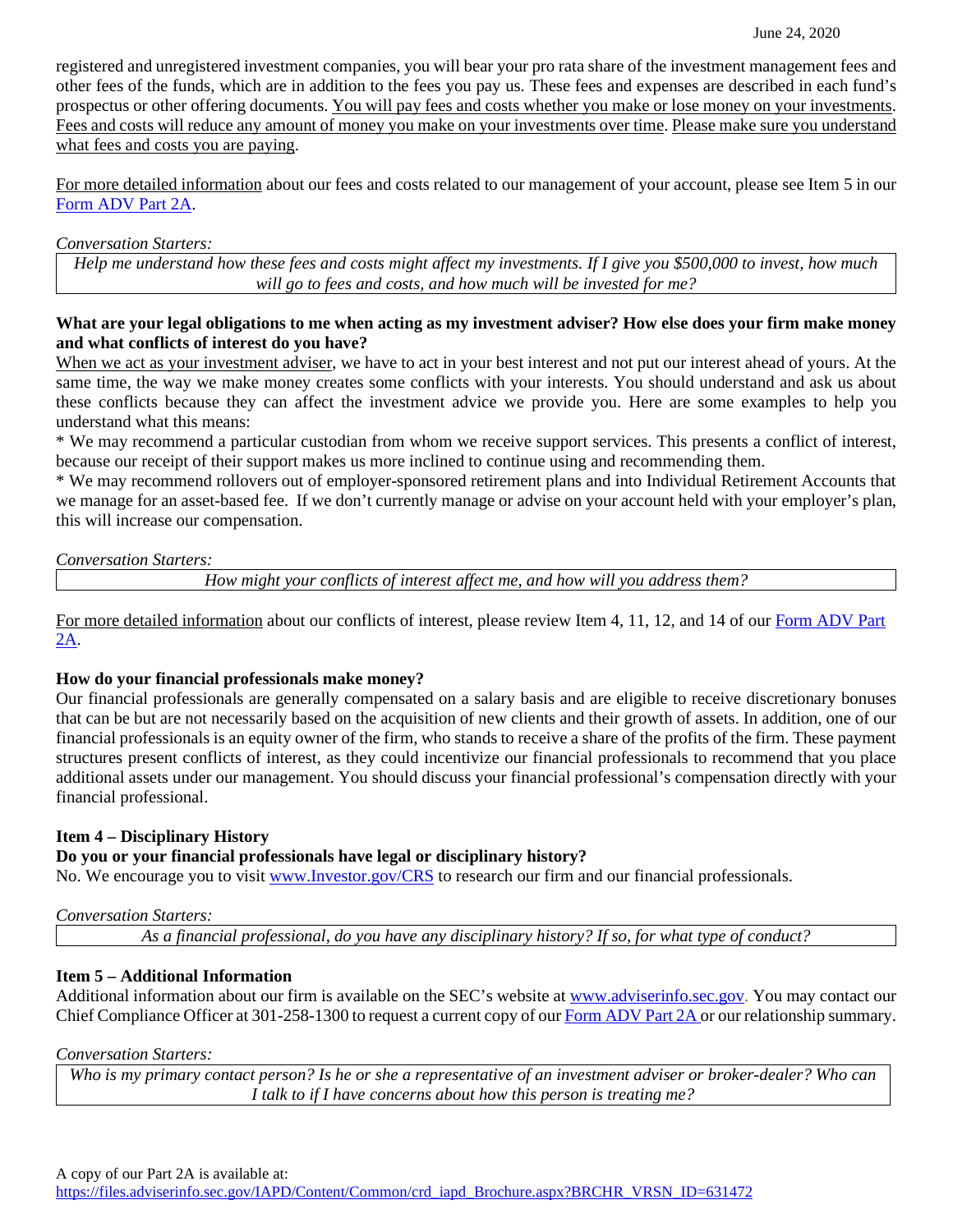registered and unregistered investment companies, you will bear your pro rata share of the investment management fees and other fees of the funds, which are in addition to the fees you pay us. These fees and expenses are described in each fund's prospectus or other offering documents. You will pay fees and costs whether you make or lose money on your investments. Fees and costs will reduce any amount of money you make on your investments over time. Please make sure you understand what fees and costs you are paying.

For more detailed information about our fees and costs related to our management of your account, please see Item 5 in our [Form ADV Part 2A](https://files.adviserinfo.sec.gov/IAPD/Content/Common/crd_iapd_Brochure.aspx?BRCHR_VRSN_ID=631472).

*Conversation Starters:*

*Help me understand how these fees and costs might affect my investments. If I give you $500,000 to invest, how much will go to fees and costs, and how much will be invested for me?*

**What are your legal obligations to me when acting as my investment adviser? How else does your firm make money and what conflicts of interest do you have?**

When we act as your investment adviser, we have to act in your best interest and not put our interest ahead of yours. At the same time, the way we make money creates some conflicts with your interests. You should understand and ask us about these conflicts because they can affect the investment advice we provide you. Here are some examples to help you understand what this means:

* We may recommend a particular custodian from whom we receive support services. This presents a conflict of interest, because our receipt of their support makes us more inclined to continue using and recommending them.
* We may recommend rollovers out of employer-sponsored retirement plans and into Individual Retirement Accounts that we manage for an asset-based fee. If we don't currently manage or advise on your account held with your employer's plan, this will increase our compensation.

*Conversation Starters:*

*How might your conflicts of interest affect me, and how will you address them?*

For more detailed information about our conflicts of interest, please review Item 4, 11, 12, and 14 of our [Form ADV Part 2A](https://files.adviserinfo.sec.gov/IAPD/Content/Common/crd_iapd_Brochure.aspx?BRCHR_VRSN_ID=631472).

**How do your financial professionals make money?**

Our financial professionals are generally compensated on a salary basis and are eligible to receive discretionary bonuses that can be but are not necessarily based on the acquisition of new clients and their growth of assets. In addition, one of our financial professionals is an equity owner of the firm, who stands to receive a share of the profits of the firm. These payment structures present conflicts of interest, as they could incentivize our financial professionals to recommend that you place additional assets under our management. You should discuss your financial professional's compensation directly with your financial professional.

**Item 4 – Disciplinary History**

**Do you or your financial professionals have legal or disciplinary history?**

No. We encourage you to visit [www.Investor.gov/CRS](http://www.Investor.gov/CRS) to research our firm and our financial professionals.

*Conversation Starters:*

*As a financial professional, do you have any disciplinary history? If so, for what type of conduct?*

**Item 5 – Additional Information**

Additional information about our firm is available on the SEC's website at [www.adviserinfo.sec.gov](http://www.adviserinfo.sec.gov). You may contact our Chief Compliance Officer at 301-258-1300 to request a current copy of our [Form ADV Part 2A](https://files.adviserinfo.sec.gov/IAPD/Content/Common/crd_iapd_Brochure.aspx?BRCHR_VRSN_ID=631472) or our relationship summary.

*Conversation Starters:*

*Who is my primary contact person? Is he or she a representative of an investment adviser or broker-dealer? Who can I talk to if I have concerns about how this person is treating me?*

A copy of our Part 2A is available at:
https://files.adviserinfo.sec.gov/IAPD/Content/Common/crd_iapd_Brochure.aspx?BRCHR_VRSN_ID=631472